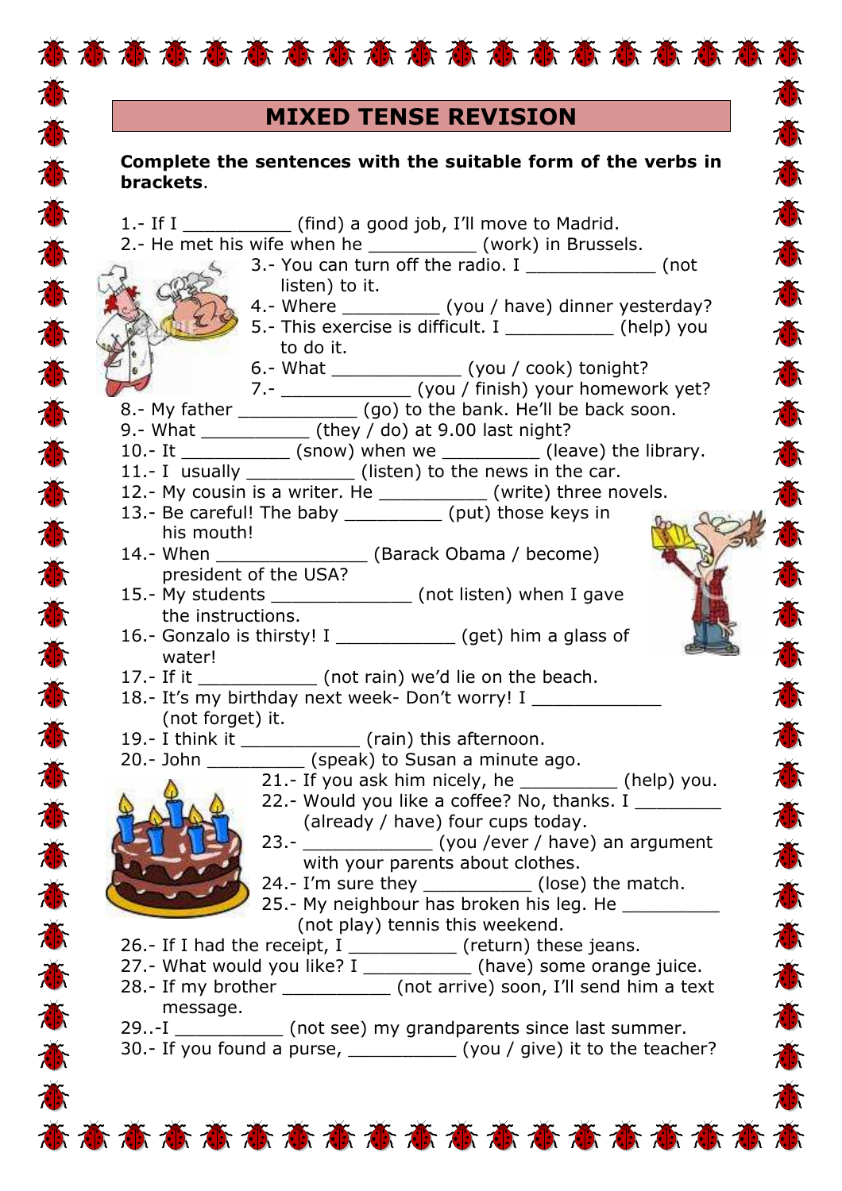# MIXED TENSE REVISION

**Complete the sentences with the suitable form of the verbs in brackets**.

1.- If I __________ (find) a good job, I'll move to Madrid.
2.- He met his wife when he __________ (work) in Brussels.
3.- You can turn off the radio. I ____________ (not listen) to it.
4.- Where _________ (you / have) dinner yesterday?
5.- This exercise is difficult. I __________ (help) you to do it.
6.- What ____________ (you / cook) tonight?
7.- ____________ (you / finish) your homework yet?
8.- My father ___________ (go) to the bank. He'll be back soon.
9.- What __________ (they / do) at 9.00 last night?
10.- It __________ (snow) when we _________ (leave) the library.
11.- I usually __________ (listen) to the news in the car.
12.- My cousin is a writer. He __________ (write) three novels.
13.- Be careful! The baby _________ (put) those keys in his mouth!
14.- When ______________ (Barack Obama / become) president of the USA?
15.- My students _____________ (not listen) when I gave the instructions.
16.- Gonzalo is thirsty! I ___________ (get) him a glass of water!
17.- If it ___________ (not rain) we'd lie on the beach.
18.- It's my birthday next week- Don't worry! I ____________ (not forget) it.
19.- I think it ___________ (rain) this afternoon.
20.- John _________ (speak) to Susan a minute ago.
21.- If you ask him nicely, he _________ (help) you.
22.- Would you like a coffee? No, thanks. I ________ (already / have) four cups today.
23.- ____________ (you /ever / have) an argument with your parents about clothes.
24.- I'm sure they __________ (lose) the match.
25.- My neighbour has broken his leg. He _________ (not play) tennis this weekend.
26.- If I had the receipt, I __________ (return) these jeans.
27.- What would you like? I __________ (have) some orange juice.
28.- If my brother __________ (not arrive) soon, I'll send him a text message.
29..-I __________ (not see) my grandparents since last summer.
30.- If you found a purse, __________ (you / give) it to the teacher?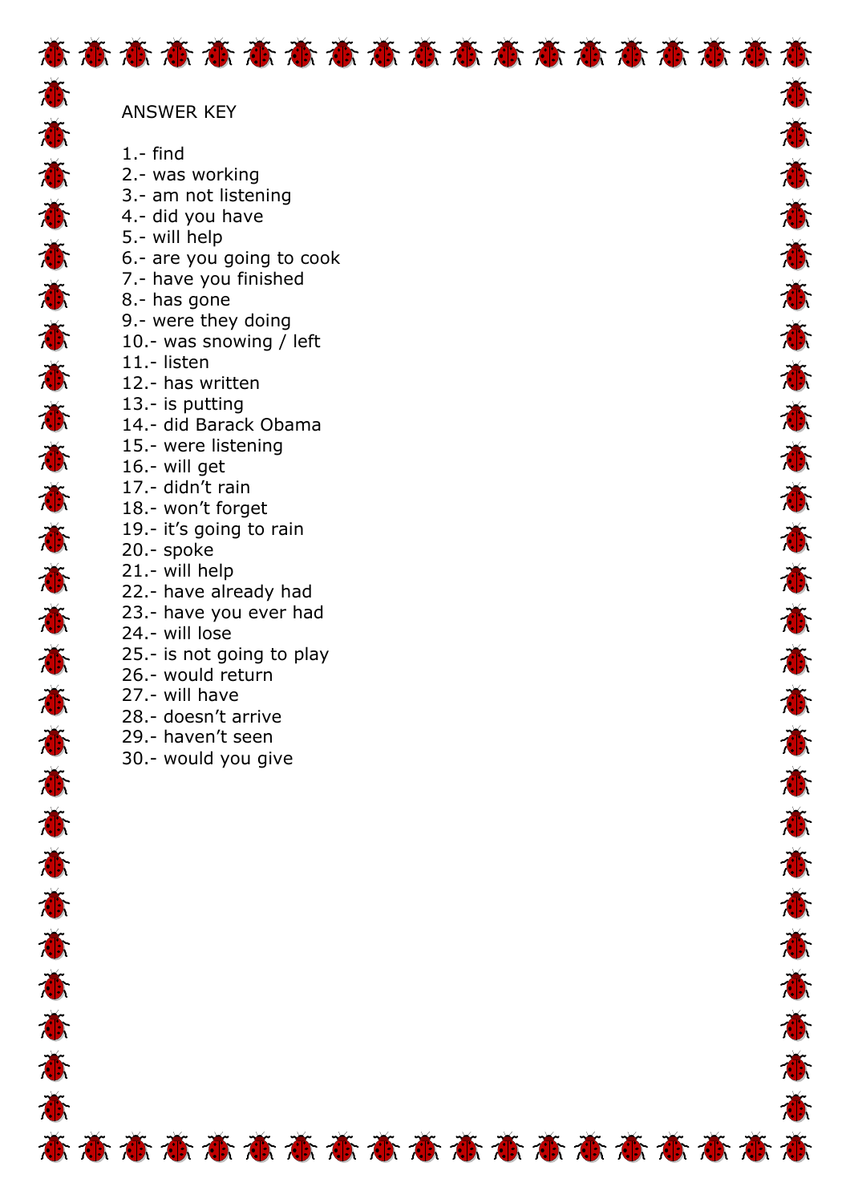ANSWER KEY

1.- find
2.- was working
3.- am not listening
4.- did you have
5.- will help
6.- are you going to cook
7.- have you finished
8.- has gone
9.- were they doing
10.- was snowing / left
11.- listen
12.- has written
13.- is putting
14.- did Barack Obama
15.- were listening
16.- will get
17.- didn't rain
18.- won't forget
19.- it's going to rain
20.- spoke
21.- will help
22.- have already had
23.- have you ever had
24.- will lose
25.- is not going to play
26.- would return
27.- will have
28.- doesn't arrive
29.- haven't seen
30.- would you give